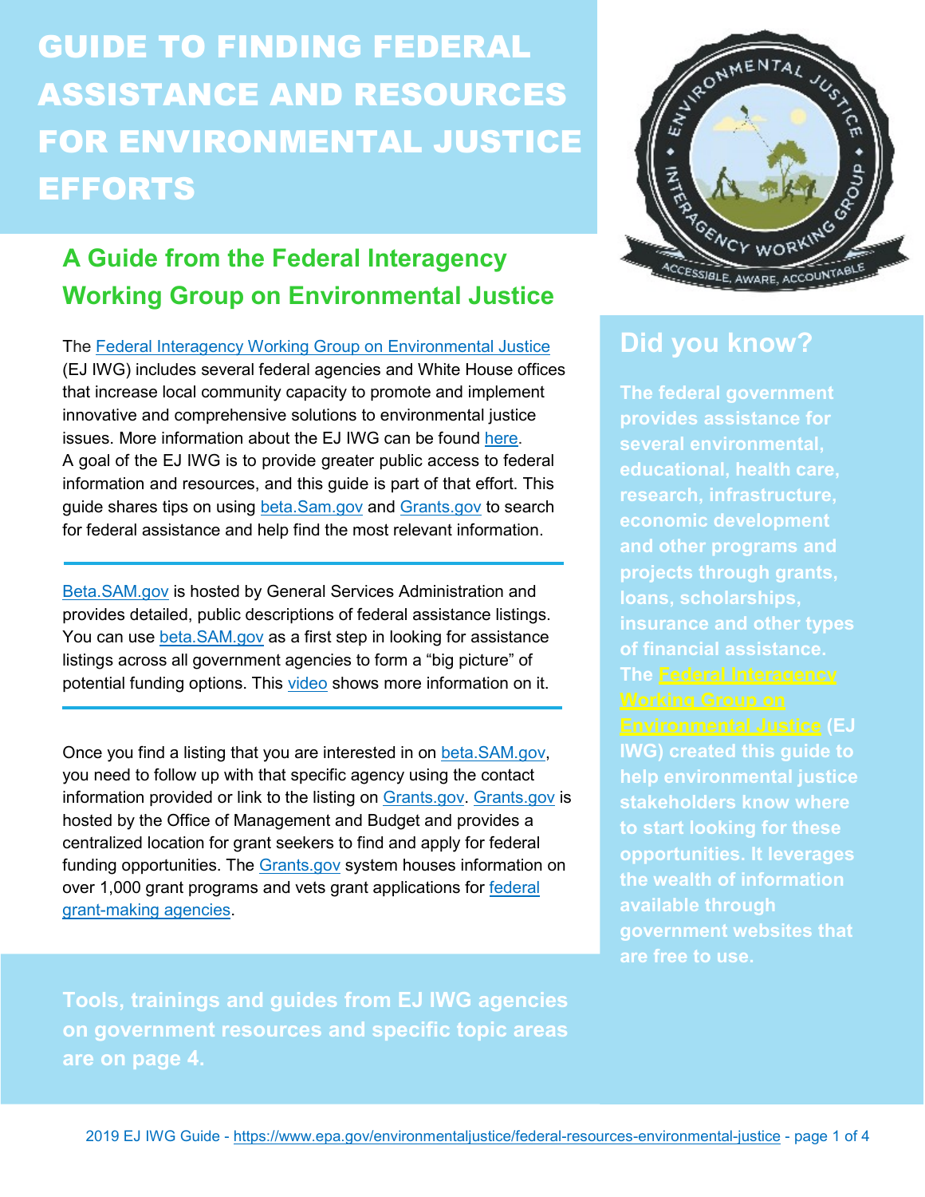# GUIDE TO FINDING FEDERAL ASSISTANCE AND RESOURCES FOR ENVIRONMENTAL JUSTICE EFFORTS

## A Guide from the Federal Interagency Working Group on Environmental Justice

The Federal Interagency Working Group on Environmental Justice (EJ IWG) includes several federal agencies and White House offices that increase local community capacity to promote and implement innovative and comprehensive solutions to environmental justice issues. More information about the EJ IWG can be found here. A goal of the EJ IWG is to provide greater public access to federal information and resources, and this guide is part of that effort. This guide shares tips on using beta.Sam.gov and Grants.gov to search for federal assistance and help find the most relevant information.

---

Beta.SAM.gov is hosted by General Services Administration and provides detailed, public descriptions of federal assistance listings. You can use beta.SAM.gov as a first step in looking for assistance listings across all government agencies to form a "big picture" of potential funding options. This video shows more information on it.

---

Once you find a listing that you are interested in on beta.SAM.gov, you need to follow up with that specific agency using the contact information provided or link to the listing on Grants.gov. Grants.gov is hosted by the Office of Management and Budget and provides a centralized location for grant seekers to find and apply for federal funding opportunities. The Grants.gov system houses information on over 1,000 grant programs and vets grant applications for federal grant-making agencies.

**Tools, trainings and guides from EJ IWG agencies on government resources and specific topic areas are on page 4.**

## Did you know?

**The federal government provides assistance for several environmental, educational, health care, research, infrastructure, economic development and other programs and projects through grants, loans, scholarships, insurance and other types of financial assistance. The Federal Interagency Working Group on Environmental Justice (EJ IWG) created this guide to help environmental justice stakeholders know where to start looking for these opportunities. It leverages the wealth of information available through government websites that are free to use.**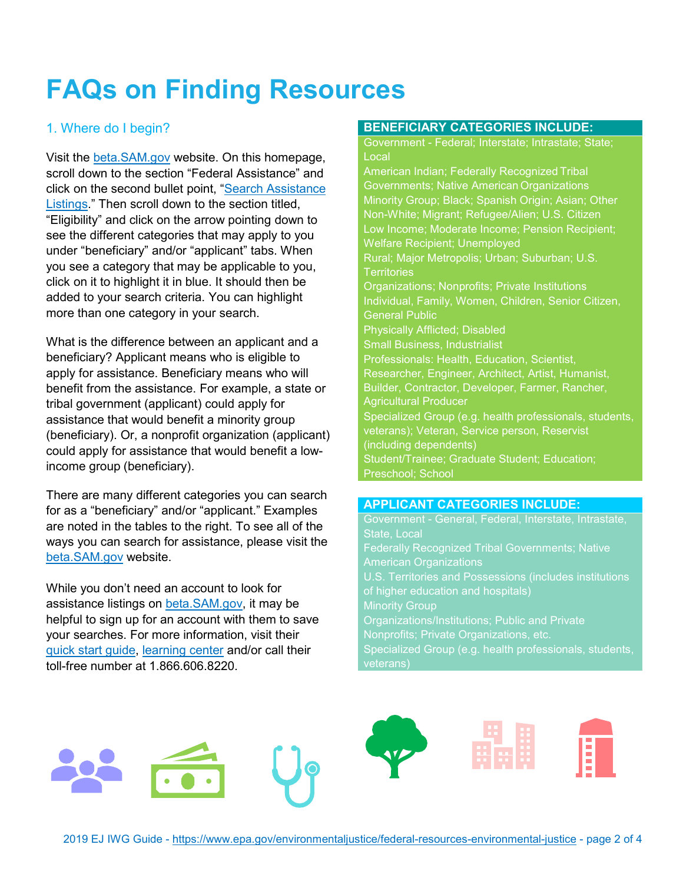# FAQs on Finding Resources

## 1. Where do I begin?

Visit the beta.SAM.gov website. On this homepage, scroll down to the section "Federal Assistance" and click on the second bullet point, "Search Assistance Listings." Then scroll down to the section titled, "Eligibility" and click on the arrow pointing down to see the different categories that may apply to you under "beneficiary" and/or "applicant" tabs. When you see a category that may be applicable to you, click on it to highlight it in blue. It should then be added to your search criteria. You can highlight more than one category in your search.

What is the difference between an applicant and a beneficiary? Applicant means who is eligible to apply for assistance. Beneficiary means who will benefit from the assistance. For example, a state or tribal government (applicant) could apply for assistance that would benefit a minority group (beneficiary). Or, a nonprofit organization (applicant) could apply for assistance that would benefit a low-income group (beneficiary).

There are many different categories you can search for as a "beneficiary" and/or "applicant." Examples are noted in the tables to the right. To see all of the ways you can search for assistance, please visit the beta.SAM.gov website.

While you don't need an account to look for assistance listings on beta.SAM.gov, it may be helpful to sign up for an account with them to save your searches. For more information, visit their quick start guide, learning center and/or call their toll-free number at 1.866.606.8220.

| BENEFICIARY CATEGORIES INCLUDE: |
|---|
| Government - Federal; Interstate; Intrastate; State; Local |
| American Indian; Federally Recognized Tribal Governments; Native American Organizations |
| Minority Group; Black; Spanish Origin; Asian; Other Non-White; Migrant; Refugee/Alien; U.S. Citizen |
| Low Income; Moderate Income; Pension Recipient; Welfare Recipient; Unemployed |
| Rural; Major Metropolis; Urban; Suburban; U.S. Territories |
| Organizations; Nonprofits; Private Institutions |
| Individual, Family, Women, Children, Senior Citizen, General Public |
| Physically Afflicted; Disabled |
| Small Business, Industrialist |
| Professionals: Health, Education, Scientist, Researcher, Engineer, Architect, Artist, Humanist, Builder, Contractor, Developer, Farmer, Rancher, Agricultural Producer |
| Specialized Group (e.g. health professionals, students, veterans); Veteran, Service person, Reservist (including dependents) |
| Student/Trainee; Graduate Student; Education; Preschool; School |

| APPLICANT CATEGORIES INCLUDE: |
|---|
| Government - General, Federal, Interstate, Intrastate, State, Local |
| Federally Recognized Tribal Governments; Native American Organizations |
| U.S. Territories and Possessions (includes institutions of higher education and hospitals) |
| Minority Group |
| Organizations/Institutions; Public and Private Nonprofits; Private Organizations, etc. |
| Specialized Group (e.g. health professionals, students, veterans) |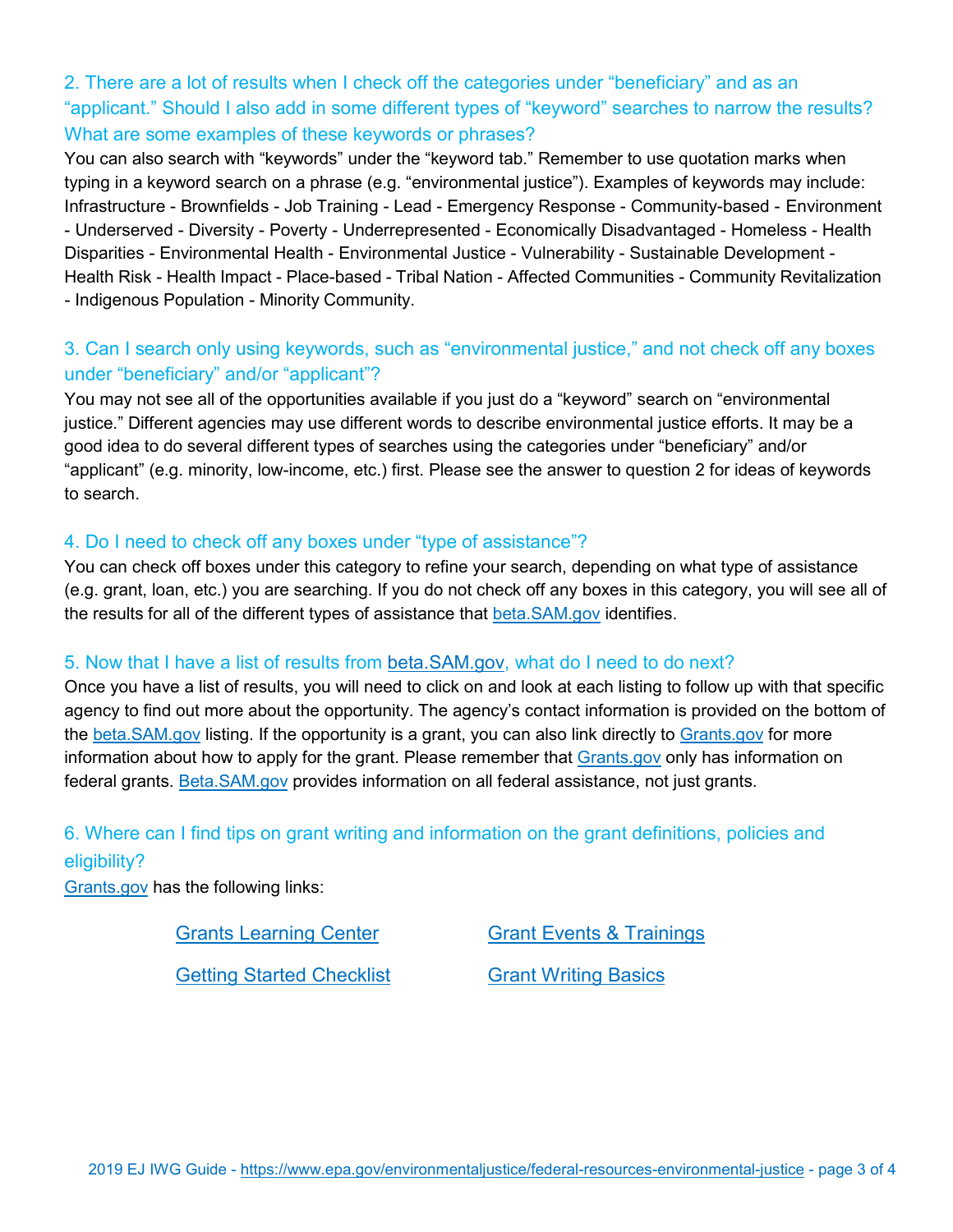### 2. There are a lot of results when I check off the categories under "beneficiary" and as an "applicant." Should I also add in some different types of "keyword" searches to narrow the results? What are some examples of these keywords or phrases?

You can also search with "keywords" under the "keyword tab." Remember to use quotation marks when typing in a keyword search on a phrase (e.g. "environmental justice"). Examples of keywords may include: Infrastructure - Brownfields - Job Training - Lead - Emergency Response - Community-based - Environment - Underserved - Diversity - Poverty - Underrepresented - Economically Disadvantaged - Homeless - Health Disparities - Environmental Health - Environmental Justice - Vulnerability - Sustainable Development - Health Risk - Health Impact - Place-based - Tribal Nation - Affected Communities - Community Revitalization - Indigenous Population - Minority Community.

### 3. Can I search only using keywords, such as "environmental justice," and not check off any boxes under "beneficiary" and/or "applicant"?

You may not see all of the opportunities available if you just do a "keyword" search on "environmental justice." Different agencies may use different words to describe environmental justice efforts. It may be a good idea to do several different types of searches using the categories under "beneficiary" and/or "applicant" (e.g. minority, low-income, etc.) first. Please see the answer to question 2 for ideas of keywords to search.

### 4. Do I need to check off any boxes under "type of assistance"?

You can check off boxes under this category to refine your search, depending on what type of assistance (e.g. grant, loan, etc.) you are searching. If you do not check off any boxes in this category, you will see all of the results for all of the different types of assistance that beta.SAM.gov identifies.

### 5. Now that I have a list of results from beta.SAM.gov, what do I need to do next?

Once you have a list of results, you will need to click on and look at each listing to follow up with that specific agency to find out more about the opportunity. The agency's contact information is provided on the bottom of the beta.SAM.gov listing. If the opportunity is a grant, you can also link directly to Grants.gov for more information about how to apply for the grant. Please remember that Grants.gov only has information on federal grants. Beta.SAM.gov provides information on all federal assistance, not just grants.

### 6. Where can I find tips on grant writing and information on the grant definitions, policies and eligibility?

Grants.gov has the following links:

- Grants Learning Center
- Grant Events & Trainings
- Getting Started Checklist
- Grant Writing Basics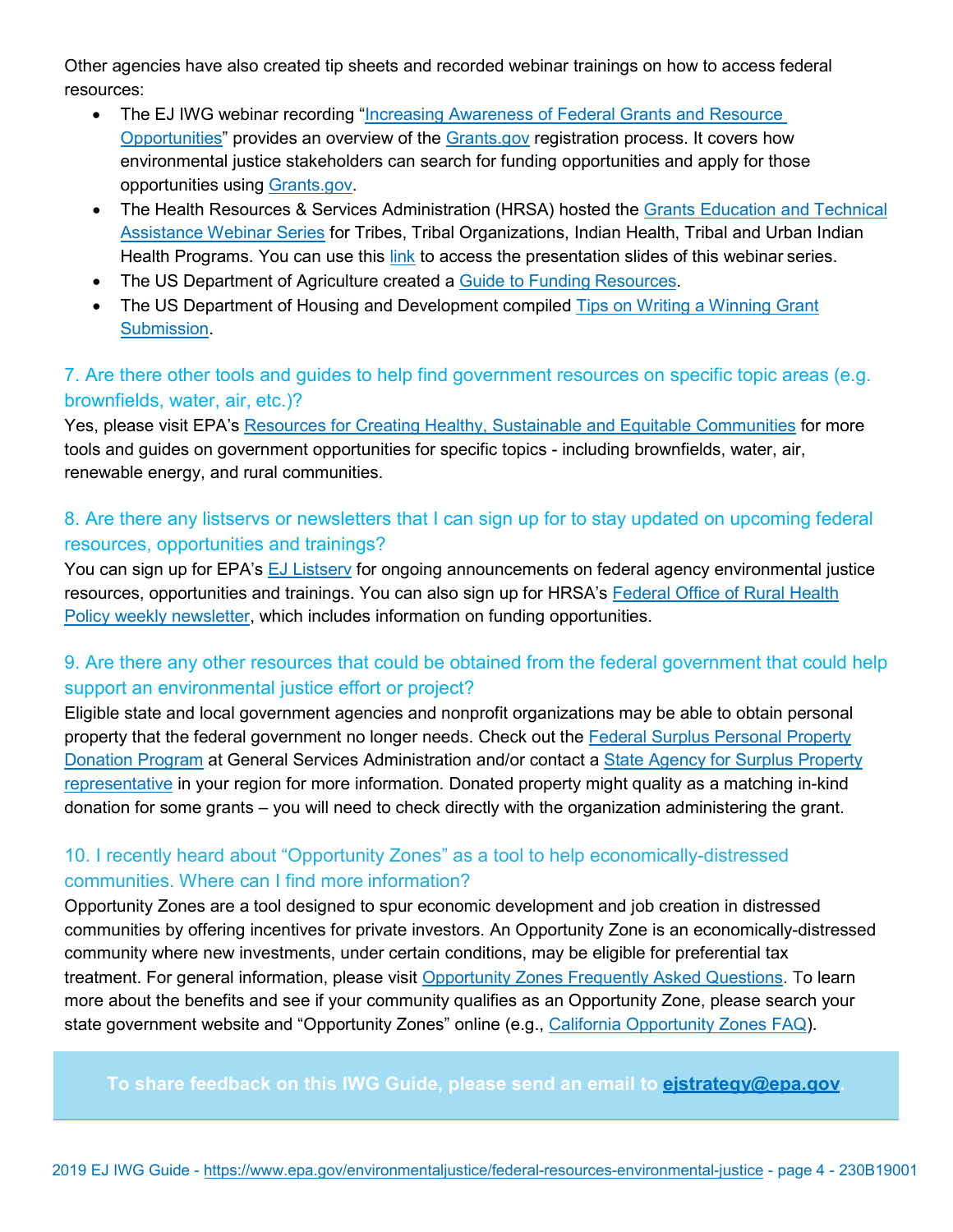Other agencies have also created tip sheets and recorded webinar trainings on how to access federal resources:

- The EJ IWG webinar recording "Increasing Awareness of Federal Grants and Resource Opportunities" provides an overview of the Grants.gov registration process. It covers how environmental justice stakeholders can search for funding opportunities and apply for those opportunities using Grants.gov.
- The Health Resources & Services Administration (HRSA) hosted the Grants Education and Technical Assistance Webinar Series for Tribes, Tribal Organizations, Indian Health, Tribal and Urban Indian Health Programs. You can use this link to access the presentation slides of this webinar series.
- The US Department of Agriculture created a Guide to Funding Resources.
- The US Department of Housing and Development compiled Tips on Writing a Winning Grant Submission.

### 7. Are there other tools and guides to help find government resources on specific topic areas (e.g. brownfields, water, air, etc.)?

Yes, please visit EPA's Resources for Creating Healthy, Sustainable and Equitable Communities for more tools and guides on government opportunities for specific topics - including brownfields, water, air, renewable energy, and rural communities.

### 8. Are there any listservs or newsletters that I can sign up for to stay updated on upcoming federal resources, opportunities and trainings?

You can sign up for EPA's EJ Listserv for ongoing announcements on federal agency environmental justice resources, opportunities and trainings. You can also sign up for HRSA's Federal Office of Rural Health Policy weekly newsletter, which includes information on funding opportunities.

### 9. Are there any other resources that could be obtained from the federal government that could help support an environmental justice effort or project?

Eligible state and local government agencies and nonprofit organizations may be able to obtain personal property that the federal government no longer needs. Check out the Federal Surplus Personal Property Donation Program at General Services Administration and/or contact a State Agency for Surplus Property representative in your region for more information. Donated property might quality as a matching in-kind donation for some grants – you will need to check directly with the organization administering the grant.

### 10. I recently heard about "Opportunity Zones" as a tool to help economically-distressed communities. Where can I find more information?

Opportunity Zones are a tool designed to spur economic development and job creation in distressed communities by offering incentives for private investors. An Opportunity Zone is an economically-distressed community where new investments, under certain conditions, may be eligible for preferential tax treatment. For general information, please visit Opportunity Zones Frequently Asked Questions. To learn more about the benefits and see if your community qualifies as an Opportunity Zone, please search your state government website and "Opportunity Zones" online (e.g., California Opportunity Zones FAQ).

**To share feedback on this IWG Guide, please send an email to ejstrategy@epa.gov.**

2019 EJ IWG Guide - https://www.epa.gov/environmentaljustice/federal-resources-environmental-justice - page 4 - 230B19001